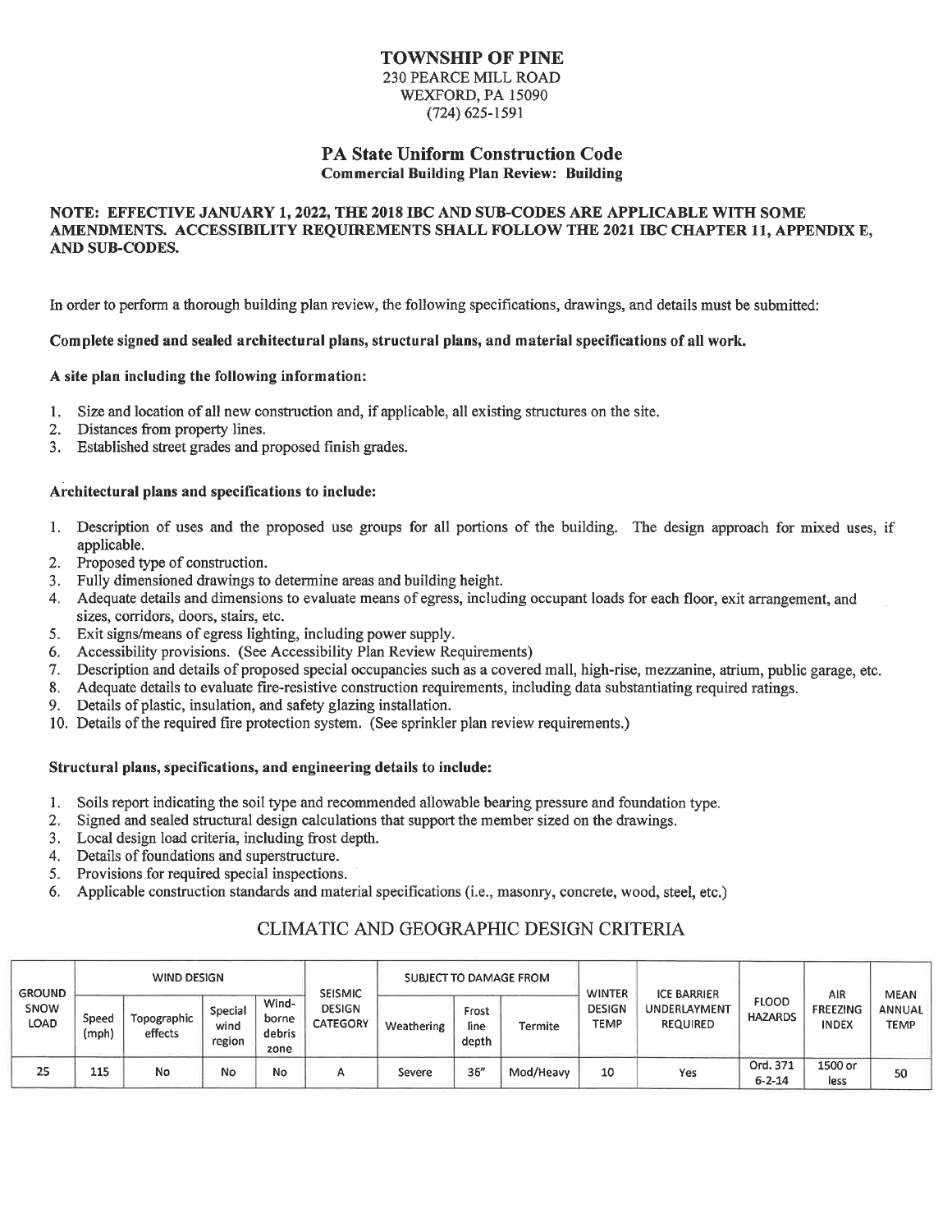# TOWNSHIP OF PINE

230 PEARCE MILL ROAD
WEXFORD, PA 15090
(724) 625-1591

## PA State Uniform Construction Code

**Commercial Building Plan Review: Building**

**NOTE: EFFECTIVE JANUARY 1, 2022, THE 2018 IBC AND SUB-CODES ARE APPLICABLE WITH SOME AMENDMENTS. ACCESSIBILITY REQUIREMENTS SHALL FOLLOW THE 2021 IBC CHAPTER 11, APPENDIX E, AND SUB-CODES.**

In order to perform a thorough building plan review, the following specifications, drawings, and details must be submitted:

**Complete signed and sealed architectural plans, structural plans, and material specifications of all work.**

**A site plan including the following information:**

1. Size and location of all new construction and, if applicable, all existing structures on the site.
2. Distances from property lines.
3. Established street grades and proposed finish grades.

**Architectural plans and specifications to include:**

1. Description of uses and the proposed use groups for all portions of the building. The design approach for mixed uses, if applicable.
2. Proposed type of construction.
3. Fully dimensioned drawings to determine areas and building height.
4. Adequate details and dimensions to evaluate means of egress, including occupant loads for each floor, exit arrangement, and sizes, corridors, doors, stairs, etc.
5. Exit signs/means of egress lighting, including power supply.
6. Accessibility provisions. (See Accessibility Plan Review Requirements)
7. Description and details of proposed special occupancies such as a covered mall, high-rise, mezzanine, atrium, public garage, etc.
8. Adequate details to evaluate fire-resistive construction requirements, including data substantiating required ratings.
9. Details of plastic, insulation, and safety glazing installation.
10. Details of the required fire protection system. (See sprinkler plan review requirements.)

**Structural plans, specifications, and engineering details to include:**

1. Soils report indicating the soil type and recommended allowable bearing pressure and foundation type.
2. Signed and sealed structural design calculations that support the member sized on the drawings.
3. Local design load criteria, including frost depth.
4. Details of foundations and superstructure.
5. Provisions for required special inspections.
6. Applicable construction standards and material specifications (i.e., masonry, concrete, wood, steel, etc.)

## CLIMATIC AND GEOGRAPHIC DESIGN CRITERIA

| GROUND SNOW LOAD | WIND DESIGN | | | | SEISMIC DESIGN CATEGORY | SUBJECT TO DAMAGE FROM | | | WINTER DESIGN TEMP | ICE BARRIER UNDERLAYMENT REQUIRED | FLOOD HAZARDS | AIR FREEZING INDEX | MEAN ANNUAL TEMP |
|---|---|---|---|---|---|---|---|---|---|---|---|---|---|
| | Speed (mph) | Topographic effects | Special wind region | Wind-borne debris zone | | Weathering | Frost line depth | Termite | | | | | |
| 25 | 115 | No | No | No | A | Severe | 36" | Mod/Heavy | 10 | Yes | Ord. 371 6-2-14 | 1500 or less | 50 |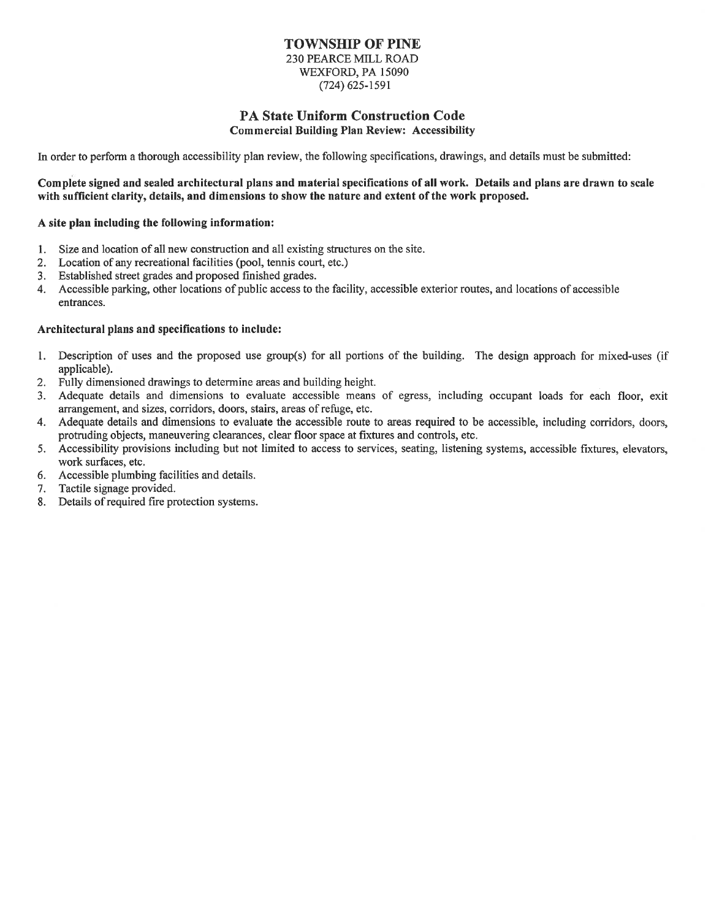# TOWNSHIP OF PINE

230 PEARCE MILL ROAD
WEXFORD, PA 15090
(724) 625-1591

## PA State Uniform Construction Code

### Commercial Building Plan Review: Accessibility

In order to perform a thorough accessibility plan review, the following specifications, drawings, and details must be submitted:

**Complete signed and sealed architectural plans and material specifications of all work. Details and plans are drawn to scale with sufficient clarity, details, and dimensions to show the nature and extent of the work proposed.**

**A site plan including the following information:**

1. Size and location of all new construction and all existing structures on the site.
2. Location of any recreational facilities (pool, tennis court, etc.)
3. Established street grades and proposed finished grades.
4. Accessible parking, other locations of public access to the facility, accessible exterior routes, and locations of accessible entrances.

**Architectural plans and specifications to include:**

1. Description of uses and the proposed use group(s) for all portions of the building. The design approach for mixed-uses (if applicable).
2. Fully dimensioned drawings to determine areas and building height.
3. Adequate details and dimensions to evaluate accessible means of egress, including occupant loads for each floor, exit arrangement, and sizes, corridors, doors, stairs, areas of refuge, etc.
4. Adequate details and dimensions to evaluate the accessible route to areas required to be accessible, including corridors, doors, protruding objects, maneuvering clearances, clear floor space at fixtures and controls, etc.
5. Accessibility provisions including but not limited to access to services, seating, listening systems, accessible fixtures, elevators, work surfaces, etc.
6. Accessible plumbing facilities and details.
7. Tactile signage provided.
8. Details of required fire protection systems.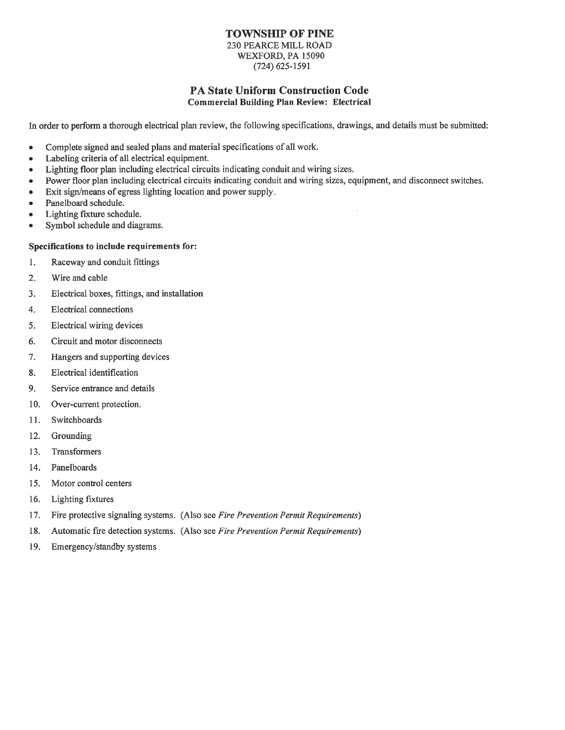# TOWNSHIP OF PINE

230 PEARCE MILL ROAD
WEXFORD, PA 15090
(724) 625-1591

## PA State Uniform Construction Code

**Commercial Building Plan Review: Electrical**

In order to perform a thorough electrical plan review, the following specifications, drawings, and details must be submitted:

- Complete signed and sealed plans and material specifications of all work.
- Labeling criteria of all electrical equipment.
- Lighting floor plan including electrical circuits indicating conduit and wiring sizes.
- Power floor plan including electrical circuits indicating conduit and wiring sizes, equipment, and disconnect switches.
- Exit sign/means of egress lighting location and power supply.
- Panelboard schedule.
- Lighting fixture schedule.
- Symbol schedule and diagrams.

**Specifications to include requirements for:**

1. Raceway and conduit fittings
2. Wire and cable
3. Electrical boxes, fittings, and installation
4. Electrical connections
5. Electrical wiring devices
6. Circuit and motor disconnects
7. Hangers and supporting devices
8. Electrical identification
9. Service entrance and details
10. Over-current protection.
11. Switchboards
12. Grounding
13. Transformers
14. Panelboards
15. Motor control centers
16. Lighting fixtures
17. Fire protective signaling systems. (Also see *Fire Prevention Permit Requirements*)
18. Automatic fire detection systems. (Also see *Fire Prevention Permit Requirements*)
19. Emergency/standby systems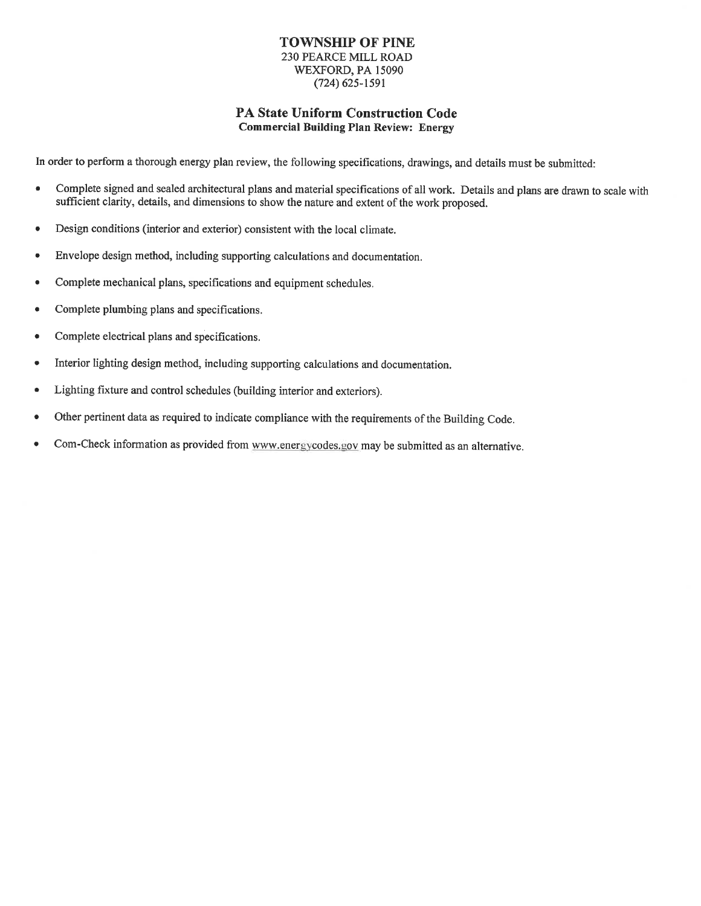# TOWNSHIP OF PINE

230 PEARCE MILL ROAD
WEXFORD, PA 15090
(724) 625-1591

## PA State Uniform Construction Code

### Commercial Building Plan Review: Energy

In order to perform a thorough energy plan review, the following specifications, drawings, and details must be submitted:

- Complete signed and sealed architectural plans and material specifications of all work. Details and plans are drawn to scale with sufficient clarity, details, and dimensions to show the nature and extent of the work proposed.
- Design conditions (interior and exterior) consistent with the local climate.
- Envelope design method, including supporting calculations and documentation.
- Complete mechanical plans, specifications and equipment schedules.
- Complete plumbing plans and specifications.
- Complete electrical plans and specifications.
- Interior lighting design method, including supporting calculations and documentation.
- Lighting fixture and control schedules (building interior and exteriors).
- Other pertinent data as required to indicate compliance with the requirements of the Building Code.
- Com-Check information as provided from www.energycodes.gov may be submitted as an alternative.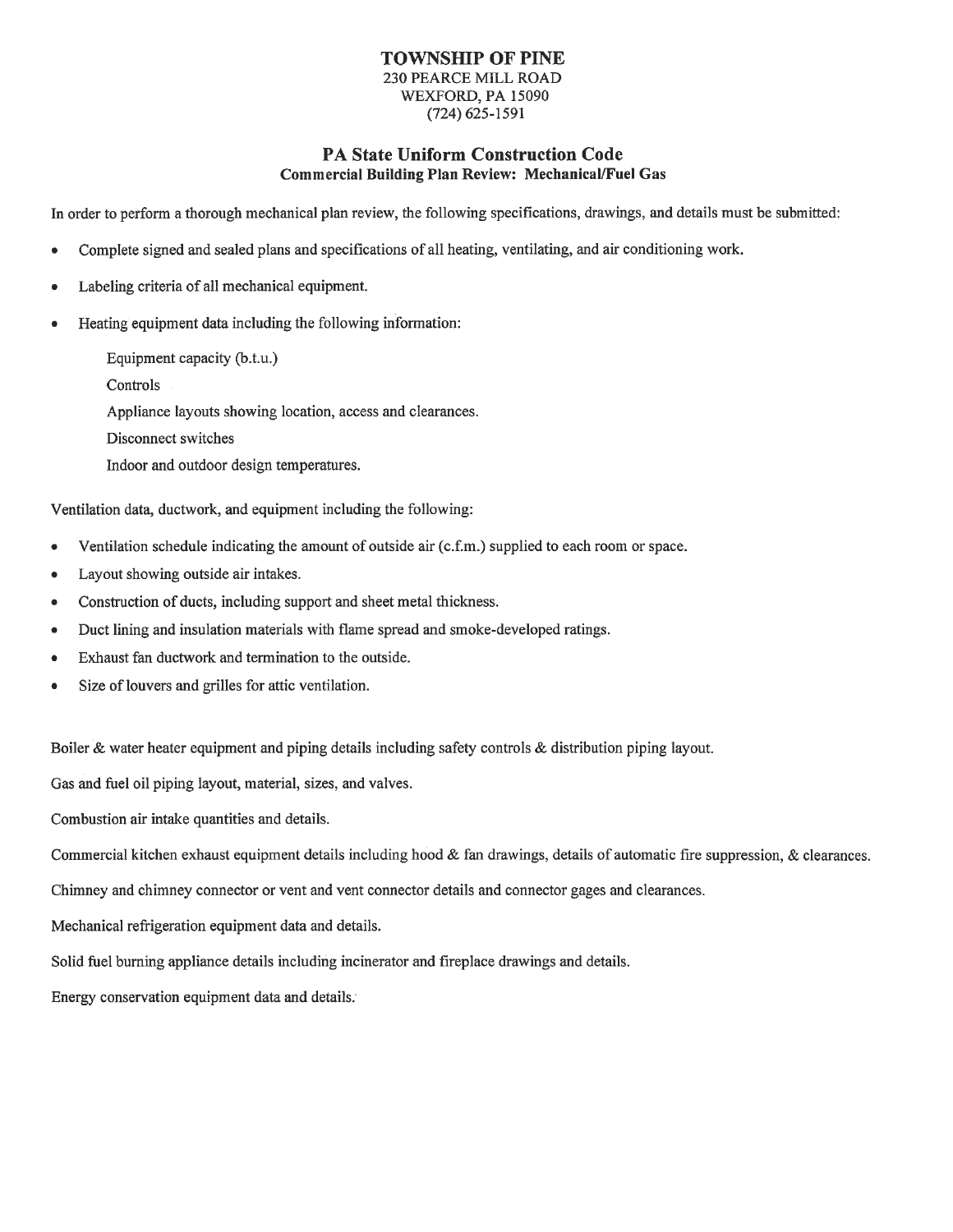# TOWNSHIP OF PINE

230 PEARCE MILL ROAD
WEXFORD, PA 15090
(724) 625-1591

## PA State Uniform Construction Code

### Commercial Building Plan Review: Mechanical/Fuel Gas

In order to perform a thorough mechanical plan review, the following specifications, drawings, and details must be submitted:

- Complete signed and sealed plans and specifications of all heating, ventilating, and air conditioning work.
- Labeling criteria of all mechanical equipment.
- Heating equipment data including the following information:

  Equipment capacity (b.t.u.)

  Controls

  Appliance layouts showing location, access and clearances.

  Disconnect switches

  Indoor and outdoor design temperatures.

Ventilation data, ductwork, and equipment including the following:

- Ventilation schedule indicating the amount of outside air (c.f.m.) supplied to each room or space.
- Layout showing outside air intakes.
- Construction of ducts, including support and sheet metal thickness.
- Duct lining and insulation materials with flame spread and smoke-developed ratings.
- Exhaust fan ductwork and termination to the outside.
- Size of louvers and grilles for attic ventilation.

Boiler & water heater equipment and piping details including safety controls & distribution piping layout.

Gas and fuel oil piping layout, material, sizes, and valves.

Combustion air intake quantities and details.

Commercial kitchen exhaust equipment details including hood & fan drawings, details of automatic fire suppression, & clearances.

Chimney and chimney connector or vent and vent connector details and connector gages and clearances.

Mechanical refrigeration equipment data and details.

Solid fuel burning appliance details including incinerator and fireplace drawings and details.

Energy conservation equipment data and details.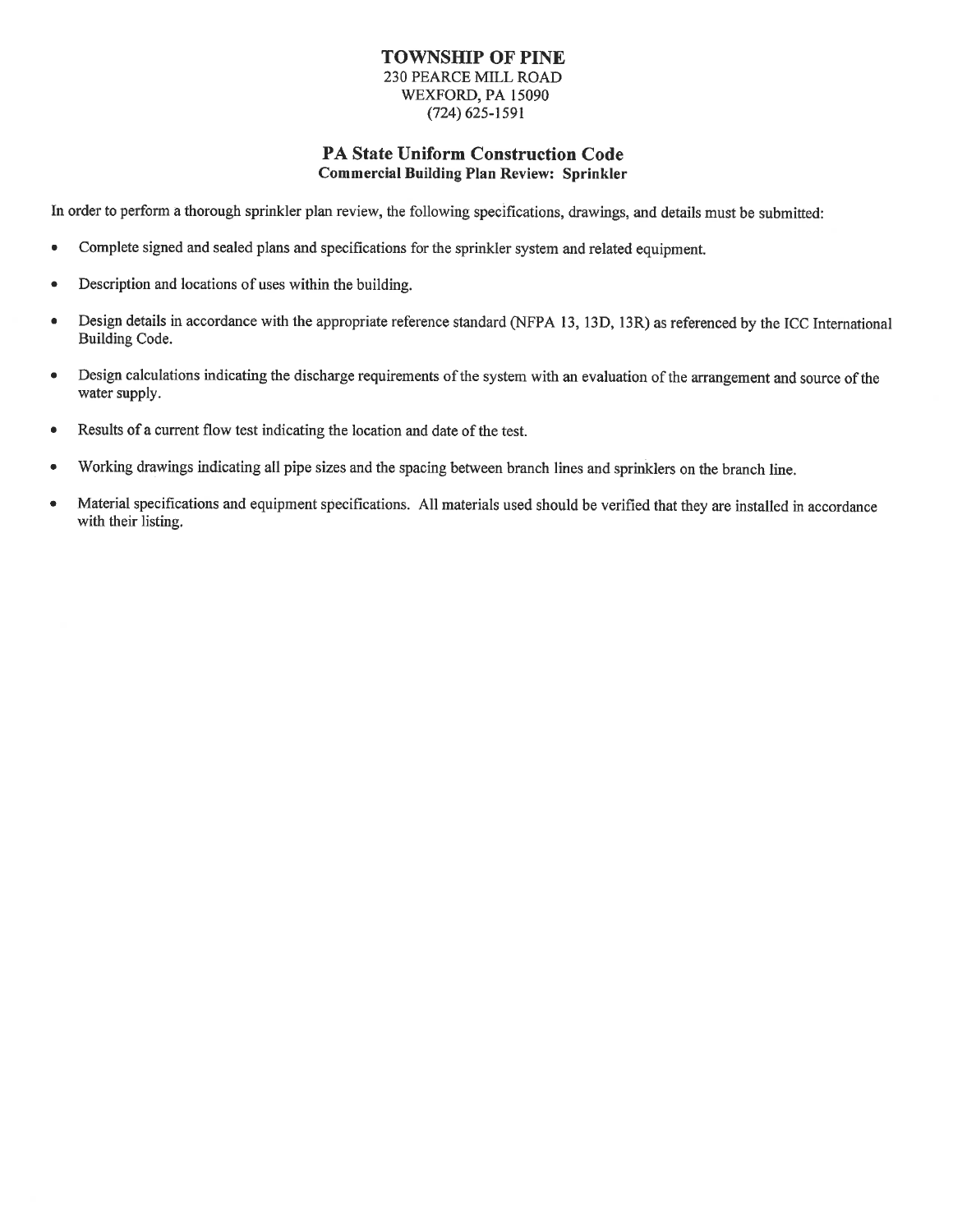# TOWNSHIP OF PINE

230 PEARCE MILL ROAD
WEXFORD, PA 15090
(724) 625-1591

## PA State Uniform Construction Code

### Commercial Building Plan Review: Sprinkler

In order to perform a thorough sprinkler plan review, the following specifications, drawings, and details must be submitted:

- Complete signed and sealed plans and specifications for the sprinkler system and related equipment.
- Description and locations of uses within the building.
- Design details in accordance with the appropriate reference standard (NFPA 13, 13D, 13R) as referenced by the ICC International Building Code.
- Design calculations indicating the discharge requirements of the system with an evaluation of the arrangement and source of the water supply.
- Results of a current flow test indicating the location and date of the test.
- Working drawings indicating all pipe sizes and the spacing between branch lines and sprinklers on the branch line.
- Material specifications and equipment specifications. All materials used should be verified that they are installed in accordance with their listing.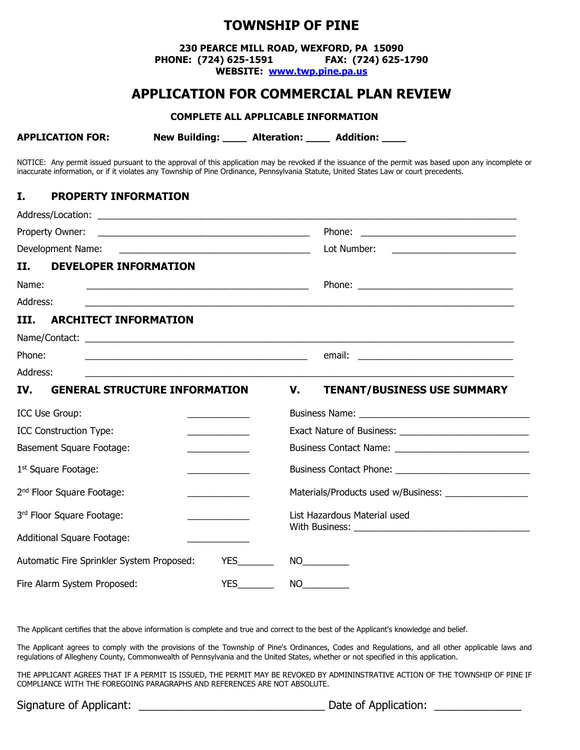# TOWNSHIP OF PINE

**230 PEARCE MILL ROAD, WEXFORD, PA 15090**
**PHONE: (724) 625-1591 FAX: (724) 625-1790**
**WEBSITE: www.twp.pine.pa.us**

## APPLICATION FOR COMMERCIAL PLAN REVIEW

**COMPLETE ALL APPLICABLE INFORMATION**

**APPLICATION FOR:** **New Building: ____ Alteration: ____ Addition: ____**

NOTICE: Any permit issued pursuant to the approval of this application may be revoked if the issuance of the permit was based upon any incomplete or inaccurate information, or if it violates any Township of Pine Ordinance, Pennsylvania Statute, United States Law or court precedents.

### I. PROPERTY INFORMATION

Address/Location: ____________________________________________

Property Owner: ______________________________ Phone: ______________________

Development Name: ___________________________ Lot Number: __________________

### II. DEVELOPER INFORMATION

Name: ______________________________ Phone: ______________________

Address: ____________________________________________

### III. ARCHITECT INFORMATION

Name/Contact: ____________________________________________

Phone: ______________________________ email: ______________________

Address: ____________________________________________

### IV. GENERAL STRUCTURE INFORMATION

ICC Use Group: ____________

ICC Construction Type: ____________

Basement Square Footage: ____________

1st Square Footage: ____________

2nd Floor Square Footage: ____________

3rd Floor Square Footage: ____________

Additional Square Footage: ____________

Automatic Fire Sprinkler System Proposed: YES_______ NO_________

Fire Alarm System Proposed: YES_______ NO_________

### V. TENANT/BUSINESS USE SUMMARY

Business Name: ______________________________

Exact Nature of Business: ______________________________

Business Contact Name: ______________________________

Business Contact Phone: ______________________________

Materials/Products used w/Business: ________________

List Hazardous Material used With Business: ______________________________

The Applicant certifies that the above information is complete and true and correct to the best of the Applicant's knowledge and belief.

The Applicant agrees to comply with the provisions of the Township of Pine's Ordinances, Codes and Regulations, and all other applicable laws and regulations of Allegheny County, Commonwealth of Pennsylvania and the United States, whether or not specified in this application.

THE APPLICANT AGREES THAT IF A PERMIT IS ISSUED, THE PERMIT MAY BE REVOKED BY ADMININSTRATIVE ACTION OF THE TOWNSHIP OF PINE IF COMPLIANCE WITH THE FOREGOING PARAGRAPHS AND REFERENCES ARE NOT ABSOLUTE.

Signature of Applicant: ______________________________ Date of Application: ______________